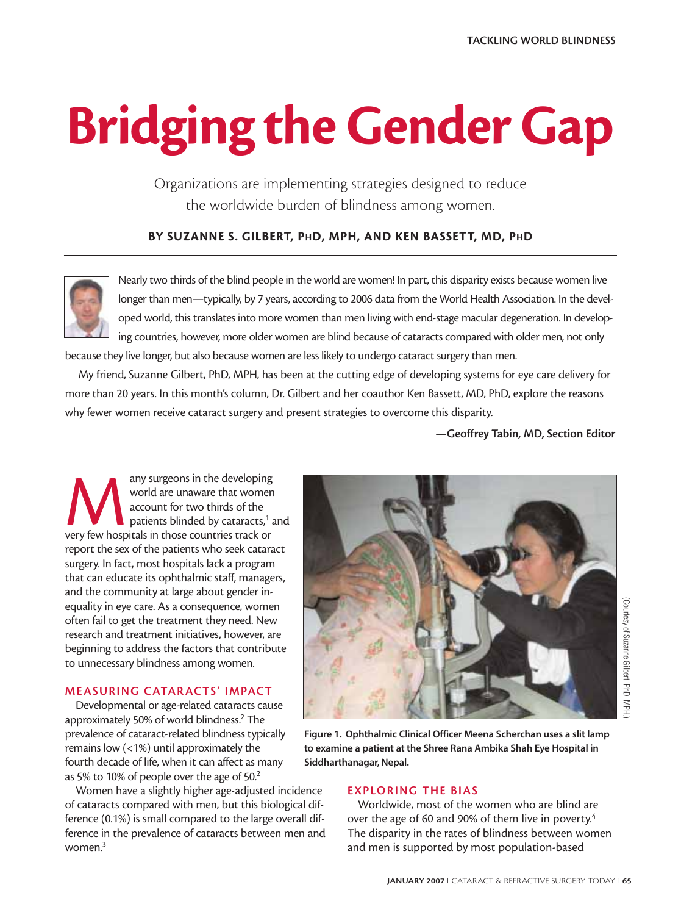TACKLING WORLD BLINDNESS

# Bridging the Gender Gap

Organizations are implementing strategies designed to reduce the worldwide burden of blindness among women.

**BY SUZANNE S. GILBERT, PhD, MPH, AND KEN BASSETT, MD, PhD**

Nearly two thirds of the blind people in the world are women! In part, this disparity exists because women live longer than men—typically, by 7 years, according to 2006 data from the World Health Association. In the developed world, this translates into more women than men living with end-stage macular degeneration. In developing countries, however, more older women are blind because of cataracts compared with older men, not only because they live longer, but also because women are less likely to undergo cataract surgery than men.

My friend, Suzanne Gilbert, PhD, MPH, has been at the cutting edge of developing systems for eye care delivery for more than 20 years. In this month's column, Dr. Gilbert and her coauthor Ken Bassett, MD, PhD, explore the reasons why fewer women receive cataract surgery and present strategies to overcome this disparity.

**—Geoffrey Tabin, MD, Section Editor**

Many surgeons in the developing world are unaware that women account for two thirds of the patients blinded by cataracts,[1] and very few hospitals in those countries track or report the sex of the patients who seek cataract surgery. In fact, most hospitals lack a program that can educate its ophthalmic staff, managers, and the community at large about gender inequality in eye care. As a consequence, women often fail to get the treatment they need. New research and treatment initiatives, however, are beginning to address the factors that contribute to unnecessary blindness among women.

## MEASURING CATARACTS' IMPACT

Developmental or age-related cataracts cause approximately 50% of world blindness.[2] The prevalence of cataract-related blindness typically remains low (<1%) until approximately the fourth decade of life, when it can affect as many as 5% to 10% of people over the age of 50.[2]

Women have a slightly higher age-adjusted incidence of cataracts compared with men, but this biological difference (0.1%) is small compared to the large overall difference in the prevalence of cataracts between men and women.[3]

(Courtesy of Suzanne Gilbert, PhD, MPH.)

**Figure 1. Ophthalmic Clinical Officer Meena Scherchan uses a slit lamp to examine a patient at the Shree Rana Ambika Shah Eye Hospital in Siddharthanagar, Nepal.**

## EXPLORING THE BIAS

Worldwide, most of the women who are blind are over the age of 60 and 90% of them live in poverty.[4] The disparity in the rates of blindness between women and men is supported by most population-based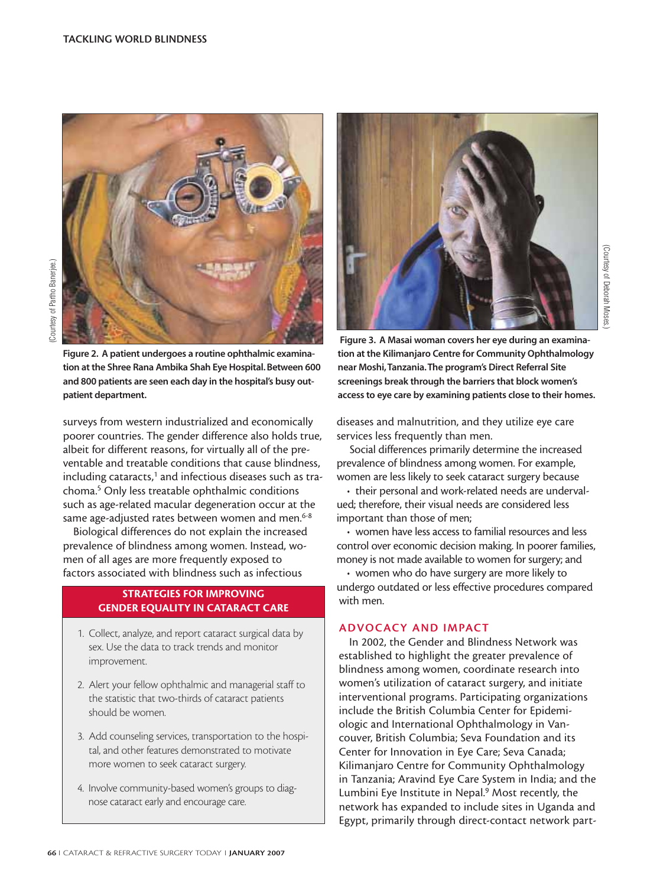Figure 2. A patient undergoes a routine ophthalmic examination at the Shree Rana Ambika Shah Eye Hospital. Between 600 and 800 patients are seen each day in the hospital's busy outpatient department.

(Courtesy of Partho Banerjee.)

Figure 3. A Masai woman covers her eye during an examination at the Kilimanjaro Centre for Community Ophthalmology near Moshi, Tanzania. The program's Direct Referral Site screenings break through the barriers that block women's access to eye care by examining patients close to their homes.

(Courtesy of Deborah Moses.)

surveys from western industrialized and economically poorer countries. The gender difference also holds true, albeit for different reasons, for virtually all of the preventable and treatable conditions that cause blindness, including cataracts,[1] and infectious diseases such as trachoma.[5] Only less treatable ophthalmic conditions such as age-related macular degeneration occur at the same age-adjusted rates between women and men.[6-8]

Biological differences do not explain the increased prevalence of blindness among women. Instead, women of all ages are more frequently exposed to factors associated with blindness such as infectious diseases and malnutrition, and they utilize eye care services less frequently than men.

Social differences primarily determine the increased prevalence of blindness among women. For example, women are less likely to seek cataract surgery because

- their personal and work-related needs are undervalued; therefore, their visual needs are considered less important than those of men;
- women have less access to familial resources and less control over economic decision making. In poorer families, money is not made available to women for surgery; and
- women who do have surgery are more likely to undergo outdated or less effective procedures compared with men.

### STRATEGIES FOR IMPROVING GENDER EQUALITY IN CATARACT CARE

1. Collect, analyze, and report cataract surgical data by sex. Use the data to track trends and monitor improvement.
2. Alert your fellow ophthalmic and managerial staff to the statistic that two-thirds of cataract patients should be women.
3. Add counseling services, transportation to the hospital, and other features demonstrated to motivate more women to seek cataract surgery.
4. Involve community-based women's groups to diagnose cataract early and encourage care.

## ADVOCACY AND IMPACT

In 2002, the Gender and Blindness Network was established to highlight the greater prevalence of blindness among women, coordinate research into women's utilization of cataract surgery, and initiate interventional programs. Participating organizations include the British Columbia Center for Epidemiologic and International Ophthalmology in Vancouver, British Columbia; Seva Foundation and its Center for Innovation in Eye Care; Seva Canada; Kilimanjaro Centre for Community Ophthalmology in Tanzania; Aravind Eye Care System in India; and the Lumbini Eye Institute in Nepal.[9] Most recently, the network has expanded to include sites in Uganda and Egypt, primarily through direct-contact network part-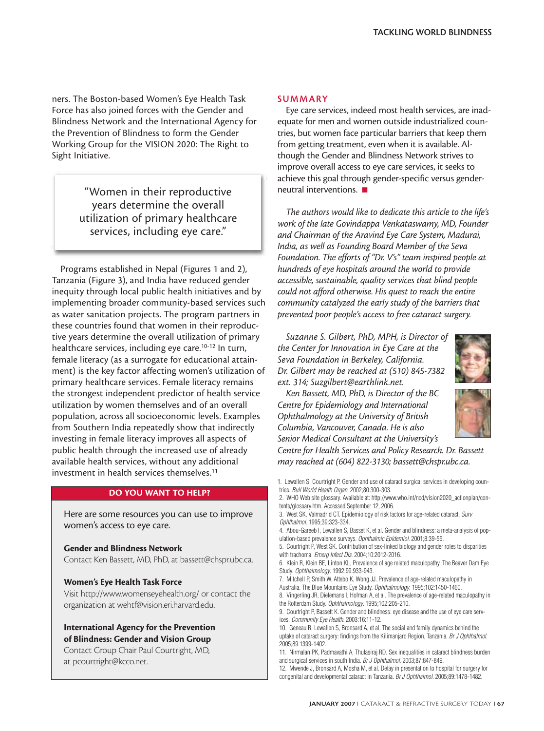ners. The Boston-based Women's Eye Health Task Force has also joined forces with the Gender and Blindness Network and the International Agency for the Prevention of Blindness to form the Gender Working Group for the VISION 2020: The Right to Sight Initiative.

> "Women in their reproductive years determine the overall utilization of primary healthcare services, including eye care."

Programs established in Nepal (Figures 1 and 2), Tanzania (Figure 3), and India have reduced gender inequity through local public health initiatives and by implementing broader community-based services such as water sanitation projects. The program partners in these countries found that women in their reproductive years determine the overall utilization of primary healthcare services, including eye care.[10-12] In turn, female literacy (as a surrogate for educational attainment) is the key factor affecting women's utilization of primary healthcare services. Female literacy remains the strongest independent predictor of health service utilization by women themselves and of an overall population, across all socioeconomic levels. Examples from Southern India repeatedly show that indirectly investing in female literacy improves all aspects of public health through the increased use of already available health services, without any additional investment in health services themselves.[11]

**DO YOU WANT TO HELP?**

Here are some resources you can use to improve women's access to eye care.

**Gender and Blindness Network**
Contact Ken Bassett, MD, PhD, at bassett@chspr.ubc.ca.

**Women's Eye Health Task Force**
Visit http://www.womenseyehealth.org/ or contact the organization at wehtf@vision.eri.harvard.edu.

**International Agency for the Prevention of Blindness: Gender and Vision Group**
Contact Group Chair Paul Courtright, MD, at pcourtright@kcco.net.

## SUMMARY

Eye care services, indeed most health services, are inadequate for men and women outside industrialized countries, but women face particular barriers that keep them from getting treatment, even when it is available. Although the Gender and Blindness Network strives to improve overall access to eye care services, it seeks to achieve this goal through gender-specific versus gender-neutral interventions. ■

*The authors would like to dedicate this article to the life's work of the late Govindappa Venkataswamy, MD, Founder and Chairman of the Aravind Eye Care System, Madurai, India, as well as Founding Board Member of the Seva Foundation. The efforts of "Dr. V's" team inspired people at hundreds of eye hospitals around the world to provide accessible, sustainable, quality services that blind people could not afford otherwise. His quest to reach the entire community catalyzed the early study of the barriers that prevented poor people's access to free cataract surgery.*

*Suzanne S. Gilbert, PhD, MPH, is Director of the Center for Innovation in Eye Care at the Seva Foundation in Berkeley, California. Dr. Gilbert may be reached at (510) 845-7382 ext. 314; Suzgilbert@earthlink.net.*

*Ken Bassett, MD, PhD, is Director of the BC Centre for Epidemiology and International Ophthalmology at the University of British Columbia, Vancouver, Canada. He is also Senior Medical Consultant at the University's Centre for Health Services and Policy Research. Dr. Bassett may reached at (604) 822-3130; bassett@chspr.ubc.ca.*

1. Lewallen S, Courtright P. Gender and use of cataract surgical services in developing countries. *Bull World Health Organ.* 2002;80:300-303.
2. WHO Web site glossary. Available at: http://www.who.int/ncd/vision2020_actionplan/contents/glossary.htm. Accessed September 12, 2006.
3. West SK, Valmadrid CT. Epidemiology of risk factors for age-related cataract. *Surv Ophthalmol.* 1995;39:323-334.
4. Abou-Gareeb I, Lewallen S, Basset K, et al. Gender and blindness: a meta-analysis of population-based prevalence surveys. *Ophthalmic Epidemiol.* 2001;8:39-56.
5. Courtright P, West SK. Contribution of sex-linked biology and gender roles to disparities with trachoma. *Emerg Infect Dis.* 2004;10:2012-2016.
6. Klein R, Klein BE, Linton KL, Prevalence of age related maculopathy. The Beaver Dam Eye Study. *Ophthalmology.* 1992;99:933-943.
7. Mitchell P, Smith W. Attebo K, Wong JJ. Prevalence of age-related maculopathy in Australia. The Blue Mountains Eye Study. *Ophthalmology.* 1995;102:1450-1460.
8. Vingerling JR, Dielemans I, Hofman A, et al. The prevalence of age-related maculopathy in the Rotterdam Study. *Ophthalmology.* 1995;102:205-210.
9. Courtright P, Bassett K. Gender and blindness: eye disease and the use of eye care services. *Community Eye Health.* 2003:16:11-12.
10. Geneau R, Lewallen S, Bronsard A, et al. The social and family dynamics behind the uptake of cataract surgery: findings from the Kilimanjaro Region, Tanzania. *Br J Ophthalmol.* 2005;89:1399-1402.
11. Nirmalan PK, Padmavathi A, Thulasiraj RD. Sex inequalities in cataract blindness burden and surgical services in south India. *Br J Ophthalmol.* 2003;87:847-849.
12. Mwende J, Bronsard A, Mosha M, et al. Delay in presentation to hospital for surgery for congenital and developmental cataract in Tanzania. *Br J Ophthalmol.* 2005;89:1478-1482.